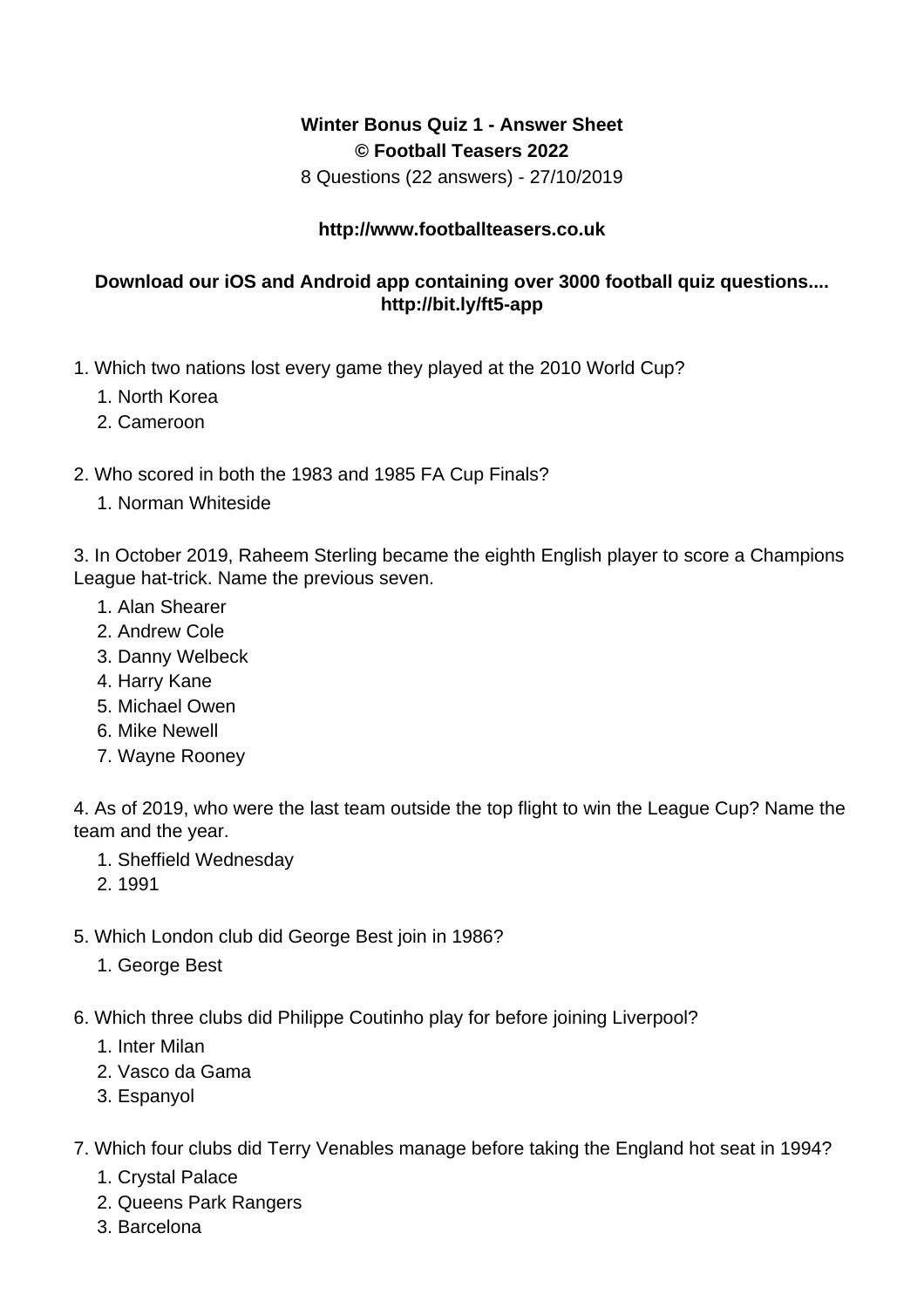**Winter Bonus Quiz 1 - Answer Sheet**
**© Football Teasers 2022**
8 Questions (22 answers) - 27/10/2019

**http://www.footballteasers.co.uk**

**Download our iOS and Android app containing over 3000 football quiz questions.... http://bit.ly/ft5-app**

1. Which two nations lost every game they played at the 2010 World Cup?
    1. North Korea
    2. Cameroon

2. Who scored in both the 1983 and 1985 FA Cup Finals?
    1. Norman Whiteside

3. In October 2019, Raheem Sterling became the eighth English player to score a Champions League hat-trick. Name the previous seven.
    1. Alan Shearer
    2. Andrew Cole
    3. Danny Welbeck
    4. Harry Kane
    5. Michael Owen
    6. Mike Newell
    7. Wayne Rooney

4. As of 2019, who were the last team outside the top flight to win the League Cup? Name the team and the year.
    1. Sheffield Wednesday
    2. 1991

5. Which London club did George Best join in 1986?
    1. George Best

6. Which three clubs did Philippe Coutinho play for before joining Liverpool?
    1. Inter Milan
    2. Vasco da Gama
    3. Espanyol

7. Which four clubs did Terry Venables manage before taking the England hot seat in 1994?
    1. Crystal Palace
    2. Queens Park Rangers
    3. Barcelona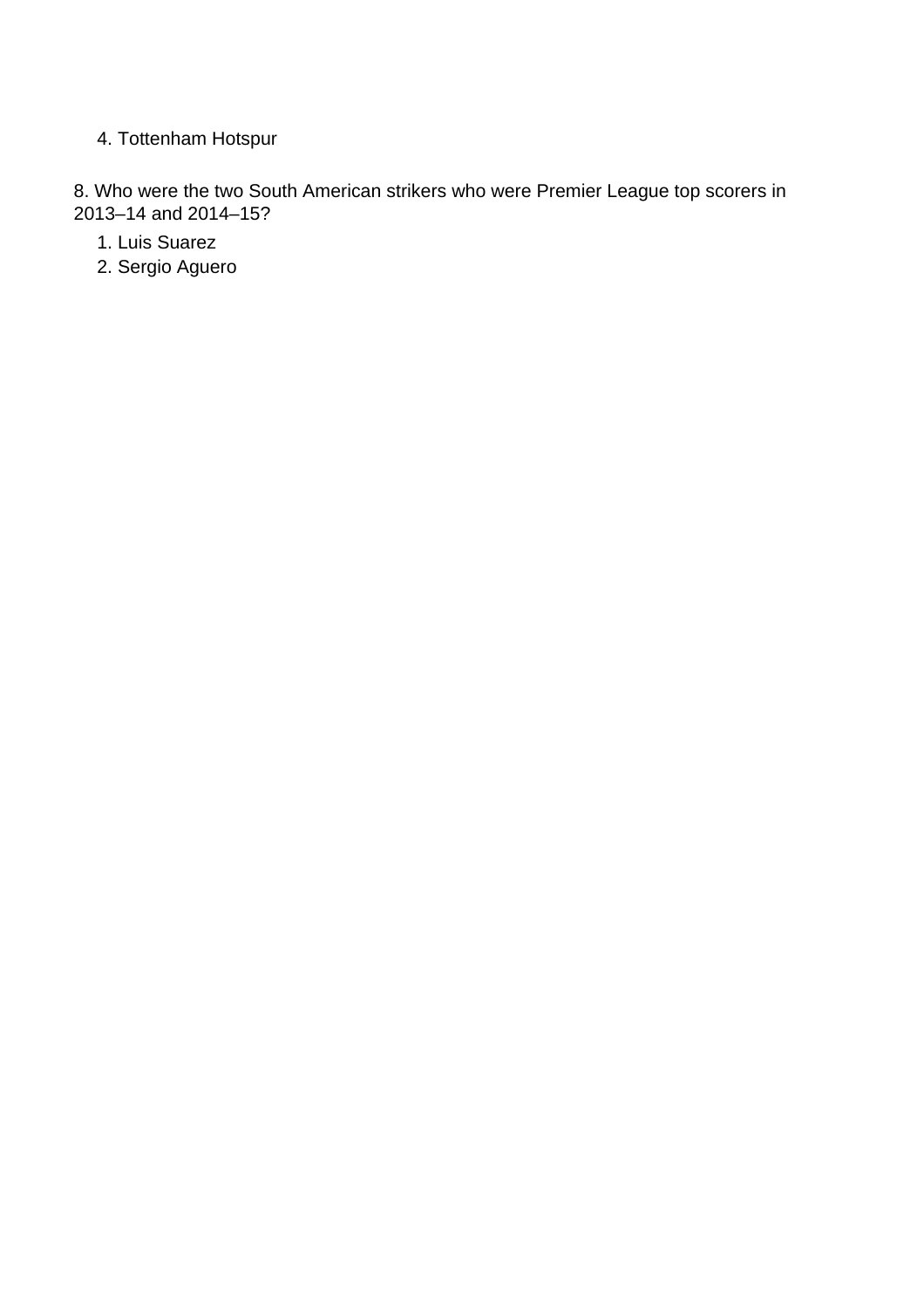4. Tottenham Hotspur

8. Who were the two South American strikers who were Premier League top scorers in 2013–14 and 2014–15?

1. Luis Suarez
2. Sergio Aguero